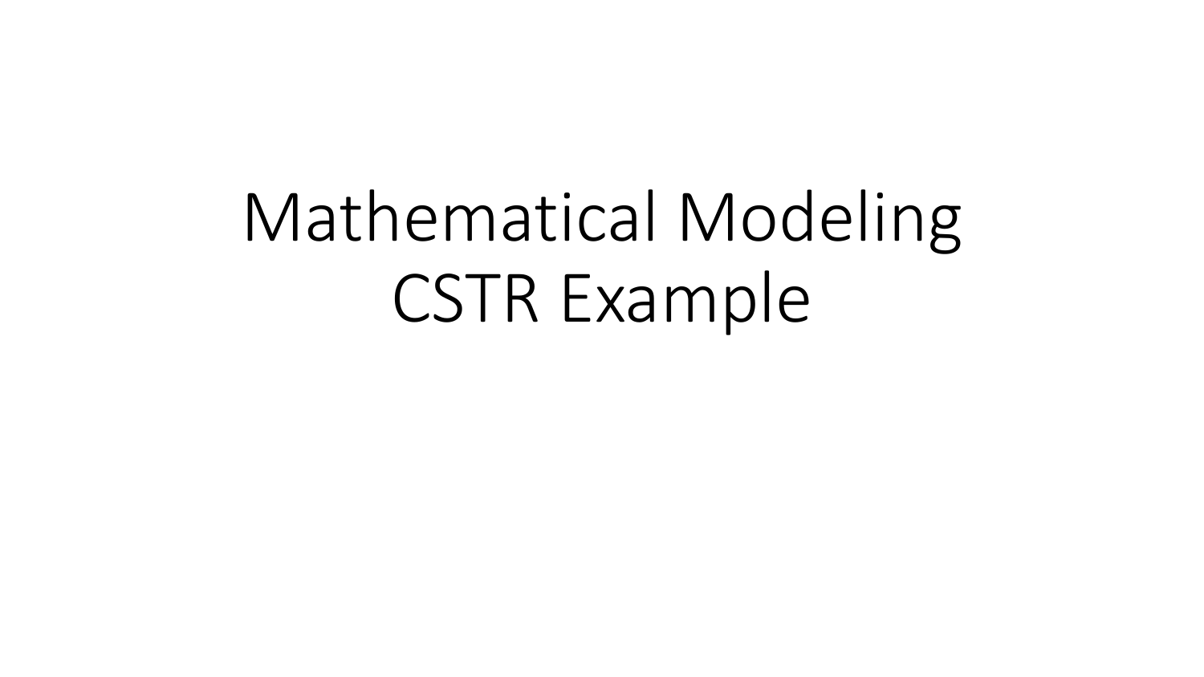# Mathematical Modeling
# CSTR Example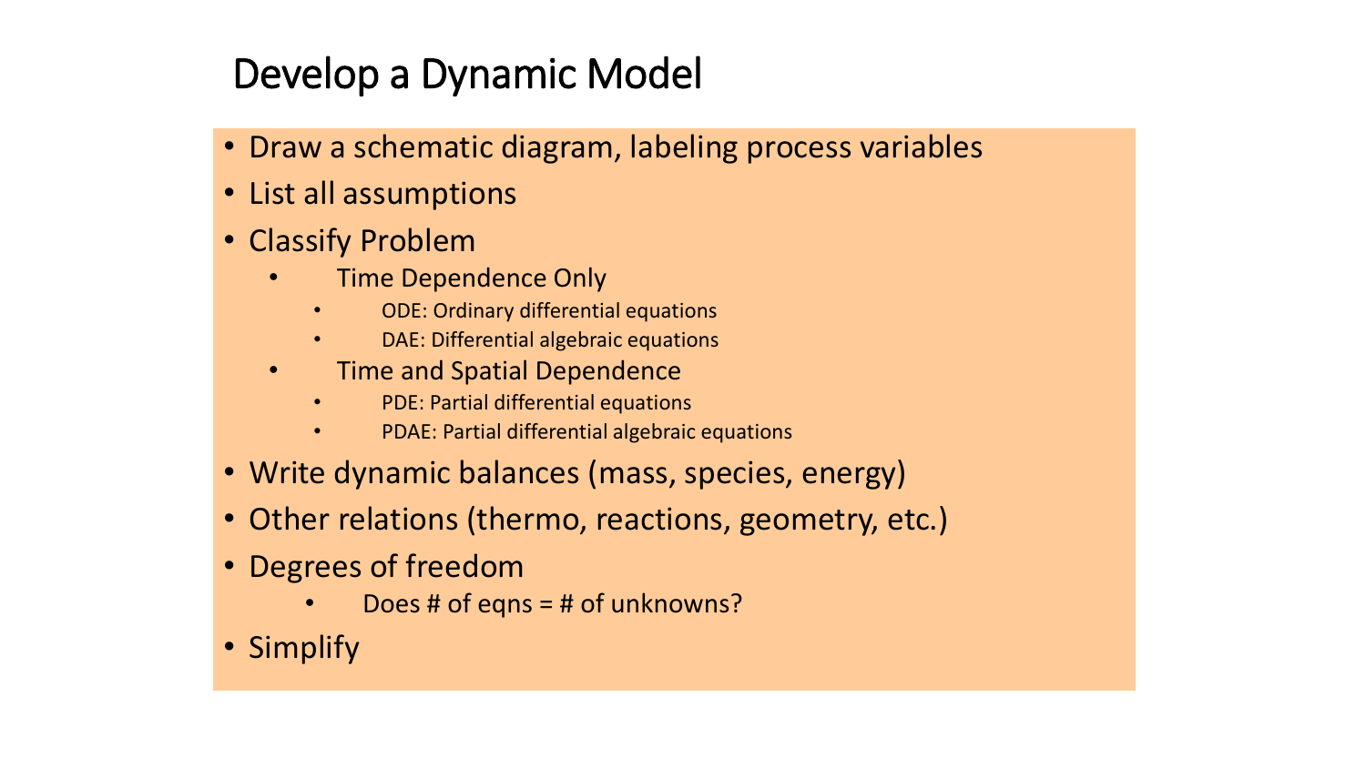# Develop a Dynamic Model

- Draw a schematic diagram, labeling process variables
- List all assumptions
- Classify Problem
  - Time Dependence Only
    - ODE: Ordinary differential equations
    - DAE: Differential algebraic equations
  - Time and Spatial Dependence
    - PDE: Partial differential equations
    - PDAE: Partial differential algebraic equations
- Write dynamic balances (mass, species, energy)
- Other relations (thermo, reactions, geometry, etc.)
- Degrees of freedom
  - Does # of eqns = # of unknowns?
- Simplify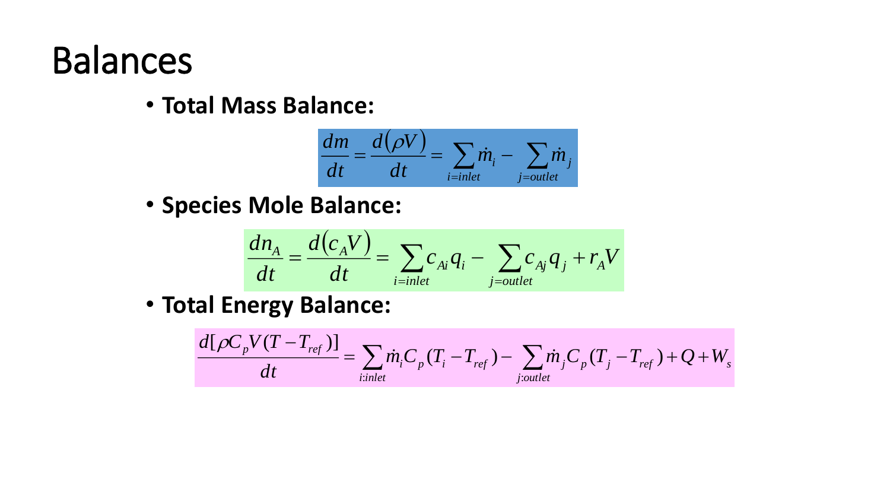# Balances

- **Total Mass Balance:**

$$\frac{dm}{dt} = \frac{d(\rho V)}{dt} = \sum_{i=inlet} \dot{m}_i - \sum_{j=outlet} \dot{m}_j$$

- **Species Mole Balance:**

$$\frac{dn_A}{dt} = \frac{d(c_A V)}{dt} = \sum_{i=inlet} c_{Ai} q_i - \sum_{j=outlet} c_{Aj} q_j + r_A V$$

- **Total Energy Balance:**

$$\frac{d[\rho C_p V (T - T_{ref})]}{dt} = \sum_{i:inlet} \dot{m}_i C_p (T_i - T_{ref}) - \sum_{j:outlet} \dot{m}_j C_p (T_j - T_{ref}) + Q + W_s$$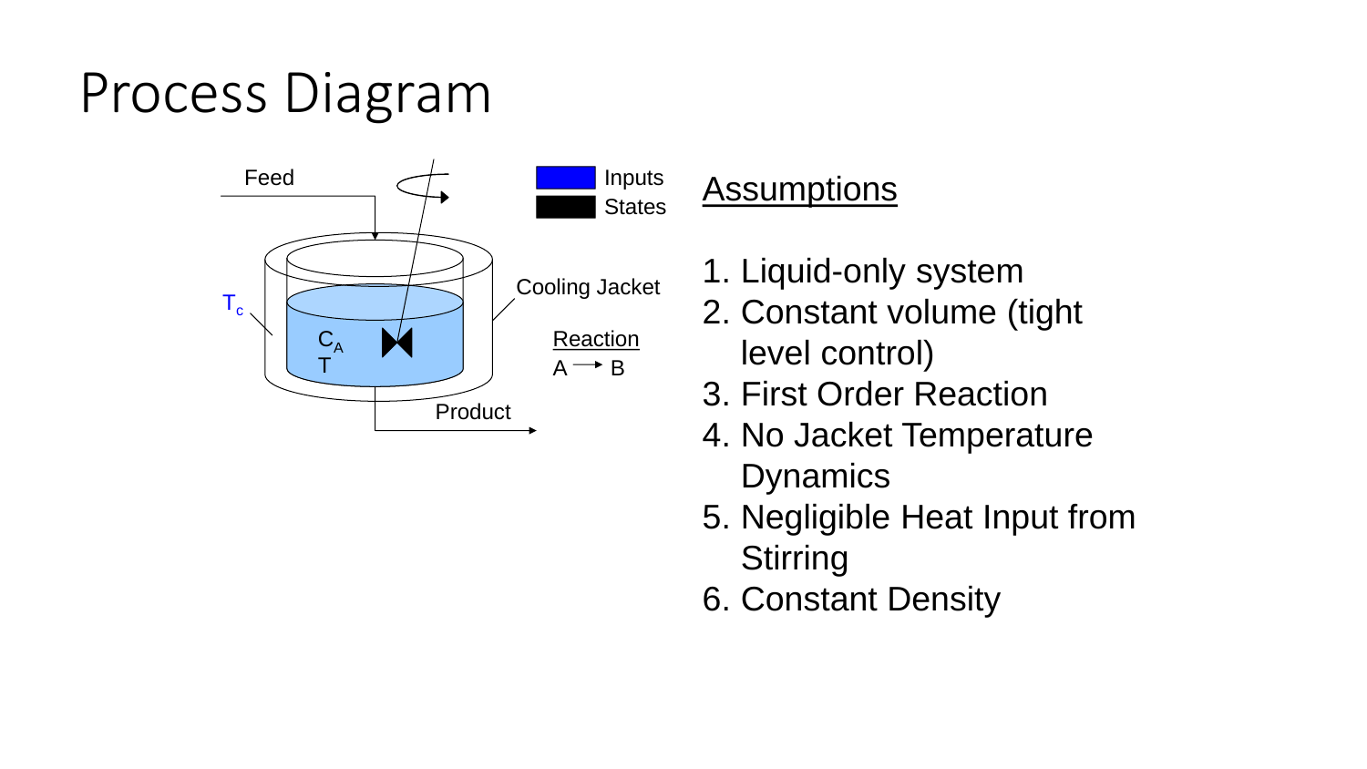# Process Diagram

Feed

$T_c$

$C_A$

$T$

Cooling Jacket

Product

Inputs

States

Reaction

A → B

## Assumptions

1. Liquid-only system
2. Constant volume (tight level control)
3. First Order Reaction
4. No Jacket Temperature Dynamics
5. Negligible Heat Input from Stirring
6. Constant Density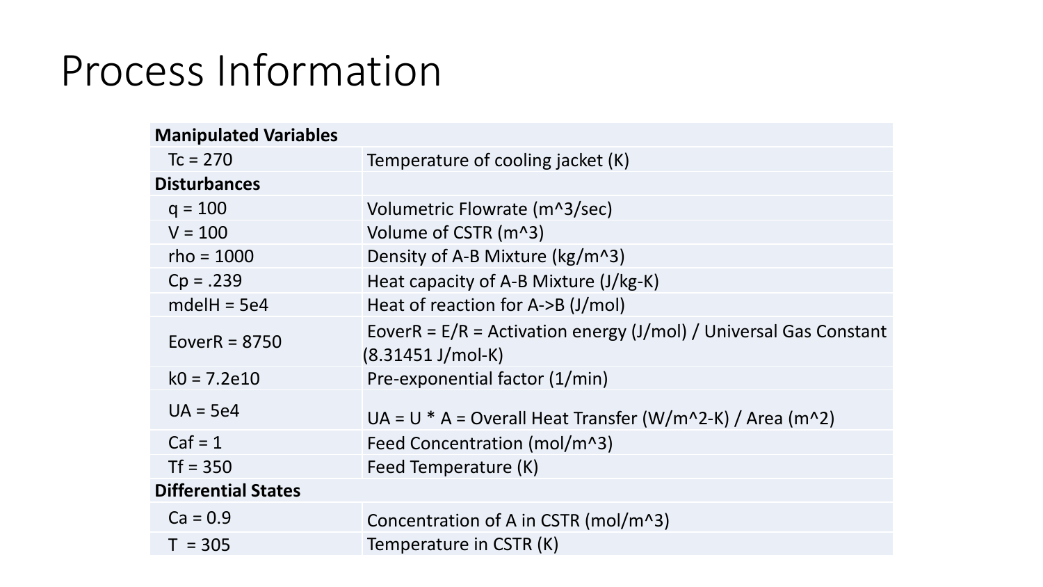# Process Information

| **Manipulated Variables** | |
|---|---|
| Tc = 270 | Temperature of cooling jacket (K) |
| **Disturbances** | |
| q = 100 | Volumetric Flowrate (m^3/sec) |
| V = 100 | Volume of CSTR (m^3) |
| rho = 1000 | Density of A-B Mixture (kg/m^3) |
| Cp = .239 | Heat capacity of A-B Mixture (J/kg-K) |
| mdelH = 5e4 | Heat of reaction for A->B (J/mol) |
| EoverR = 8750 | EoverR = E/R = Activation energy (J/mol) / Universal Gas Constant (8.31451 J/mol-K) |
| k0 = 7.2e10 | Pre-exponential factor (1/min) |
| UA = 5e4 | UA = U * A = Overall Heat Transfer (W/m^2-K) / Area (m^2) |
| Caf = 1 | Feed Concentration (mol/m^3) |
| Tf = 350 | Feed Temperature (K) |
| **Differential States** | |
| Ca = 0.9 | Concentration of A in CSTR (mol/m^3) |
| T = 305 | Temperature in CSTR (K) |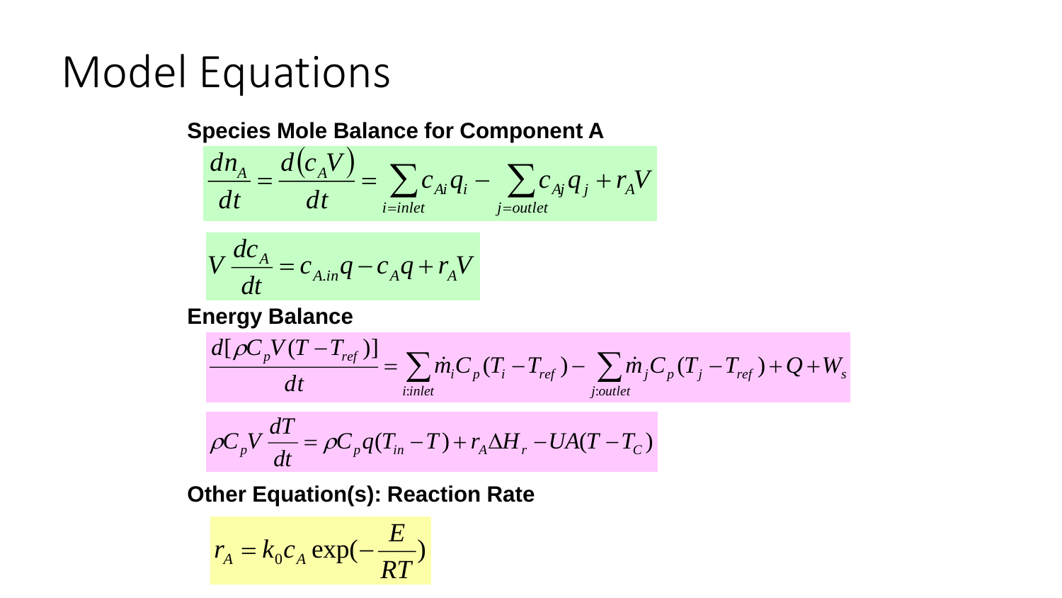# Model Equations

**Species Mole Balance for Component A**

$$\frac{dn_A}{dt} = \frac{d(c_A V)}{dt} = \sum_{i=inlet} c_{Ai} q_i - \sum_{j=outlet} c_{Aj} q_j + r_A V$$

$$V \frac{dc_A}{dt} = c_{A.in} q - c_A q + r_A V$$

**Energy Balance**

$$\frac{d[\rho C_p V (T - T_{ref})]}{dt} = \sum_{i:inlet} \dot{m}_i C_p (T_i - T_{ref}) - \sum_{j:outlet} \dot{m}_j C_p (T_j - T_{ref}) + Q + W_s$$

$$\rho C_p V \frac{dT}{dt} = \rho C_p q (T_{in} - T) + r_A \Delta H_r - UA(T - T_C)$$

**Other Equation(s): Reaction Rate**

$$r_A = k_0 c_A \exp\left(-\frac{E}{RT}\right)$$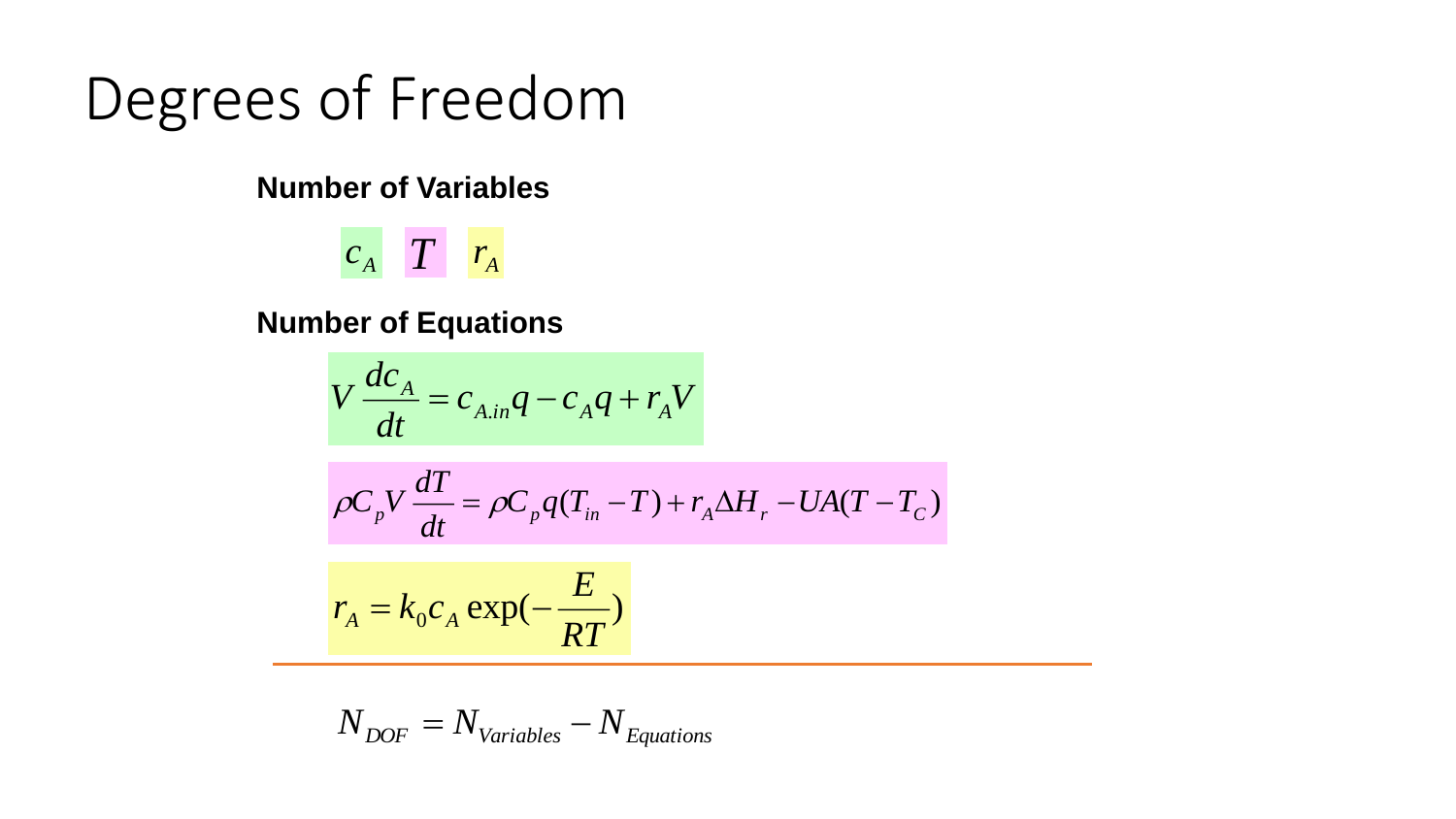# Degrees of Freedom

**Number of Variables**

$c_A$ $T$ $r_A$

**Number of Equations**

$$V\frac{dc_A}{dt} = c_{A.in}q - c_A q + r_A V$$

$$\rho C_p V\frac{dT}{dt} = \rho C_p q(T_{in} - T) + r_A \Delta H_r - UA(T - T_C)$$

$$r_A = k_0 c_A \exp(-\frac{E}{RT})$$

---

$$N_{DOF} = N_{Variables} - N_{Equations}$$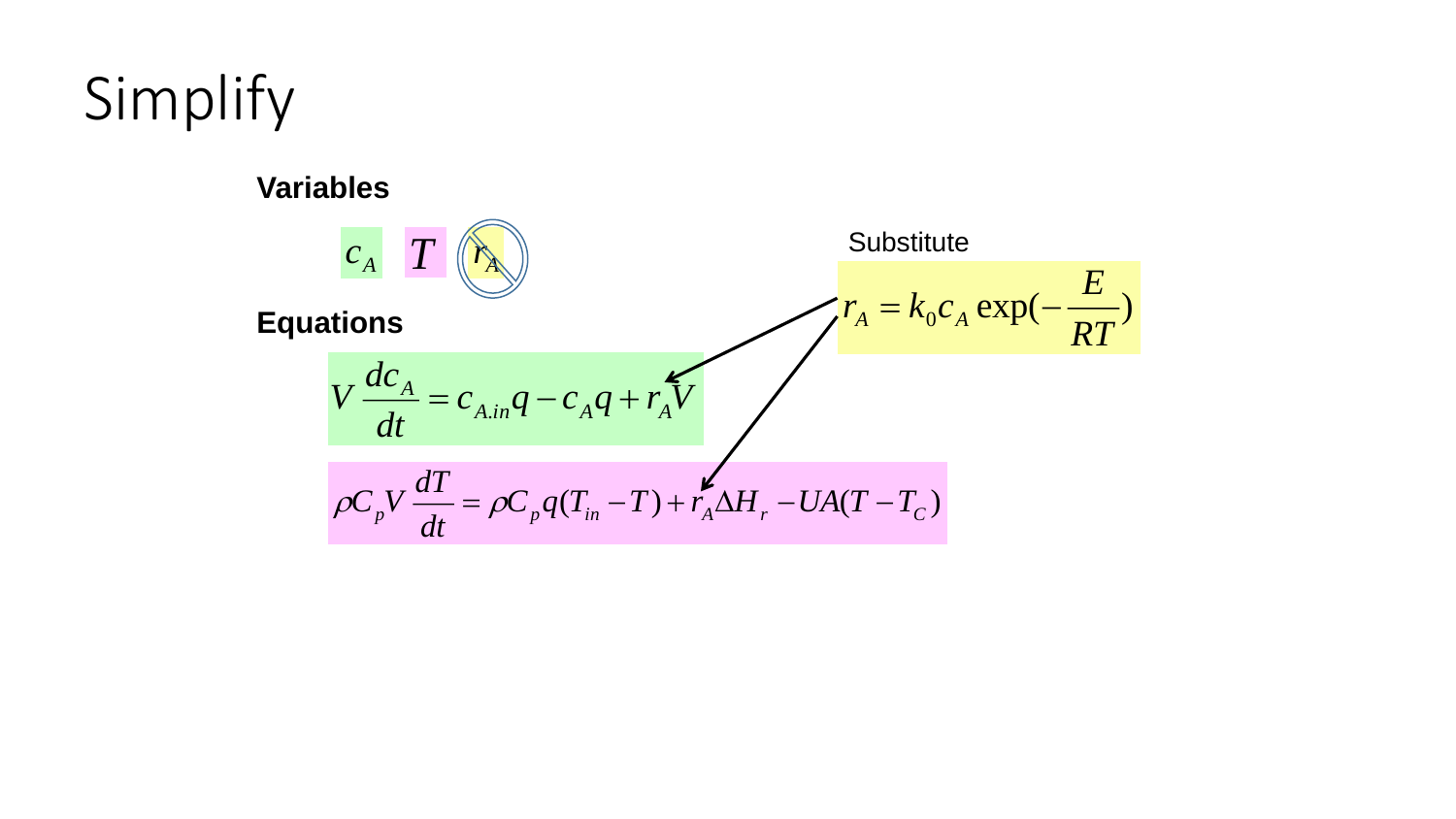# Simplify

**Variables**

$c_A$ $T$ ~~$r_A$~~

**Equations**

$$V\frac{dc_A}{dt} = c_{A.in}q - c_A q + r_A V$$

$$\rho C_p V\frac{dT}{dt} = \rho C_p q(T_{in} - T) + r_A \Delta H_r - UA(T - T_C)$$

Substitute

$$r_A = k_0 c_A \exp(-\frac{E}{RT})$$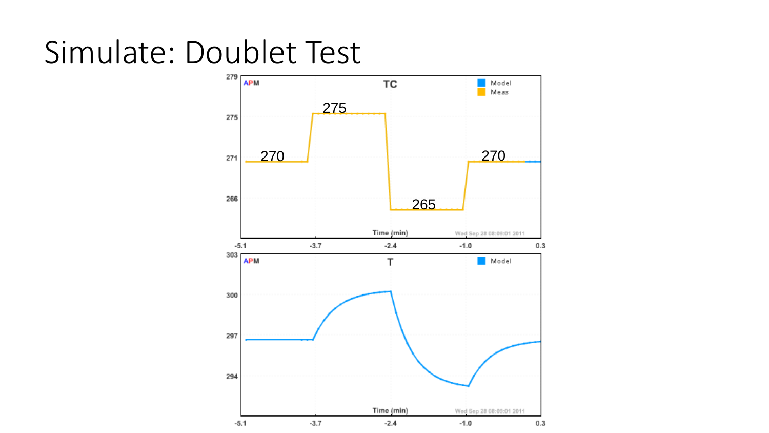# Simulate: Doublet Test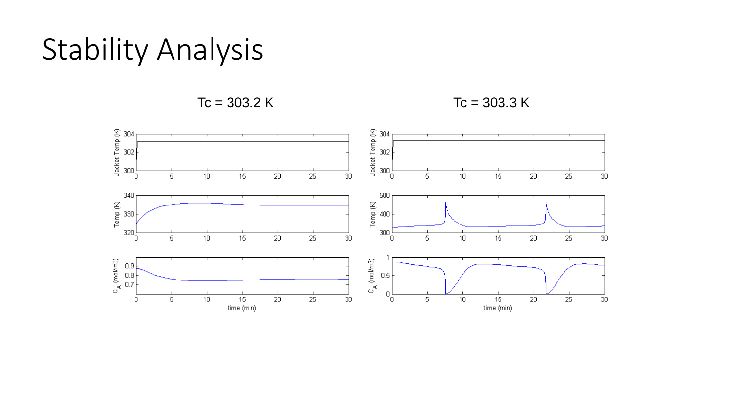# Stability Analysis

Tc = 303.2 K

Tc = 303.3 K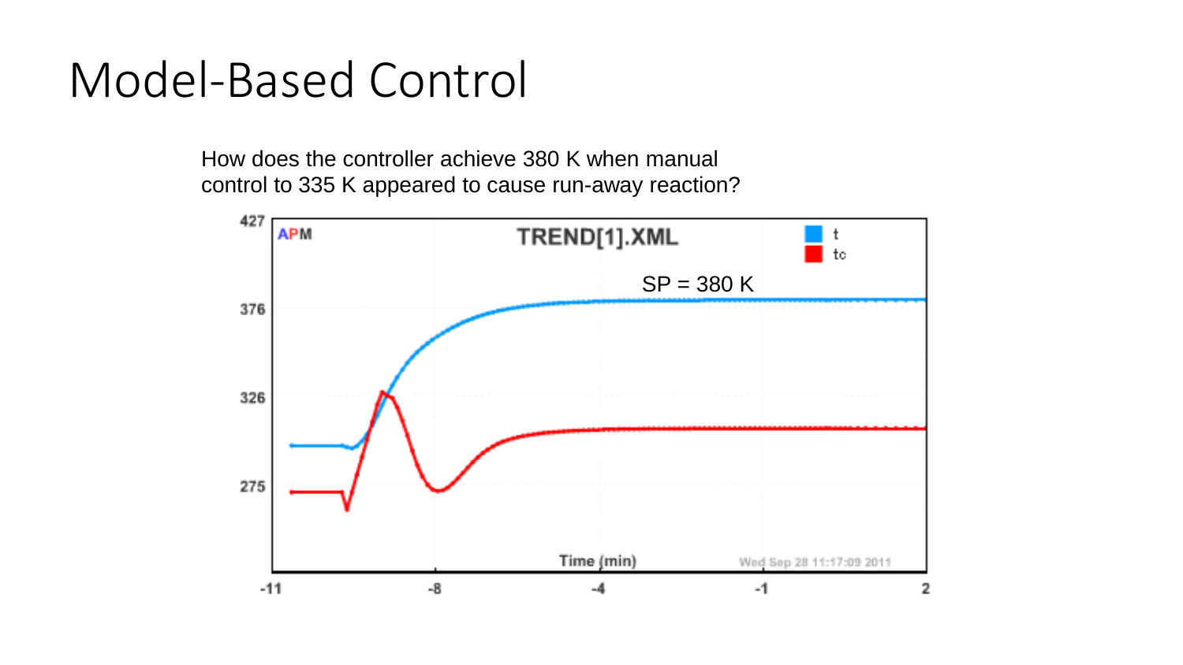# Model-Based Control

How does the controller achieve 380 K when manual control to 335 K appeared to cause run-away reaction?

APM

TREND[1].XML

t

tc

SP = 380 K

427

376

326

275

Time (min)

Wed Sep 28 11:17:09 2011

-11

-8

-4

-1

2